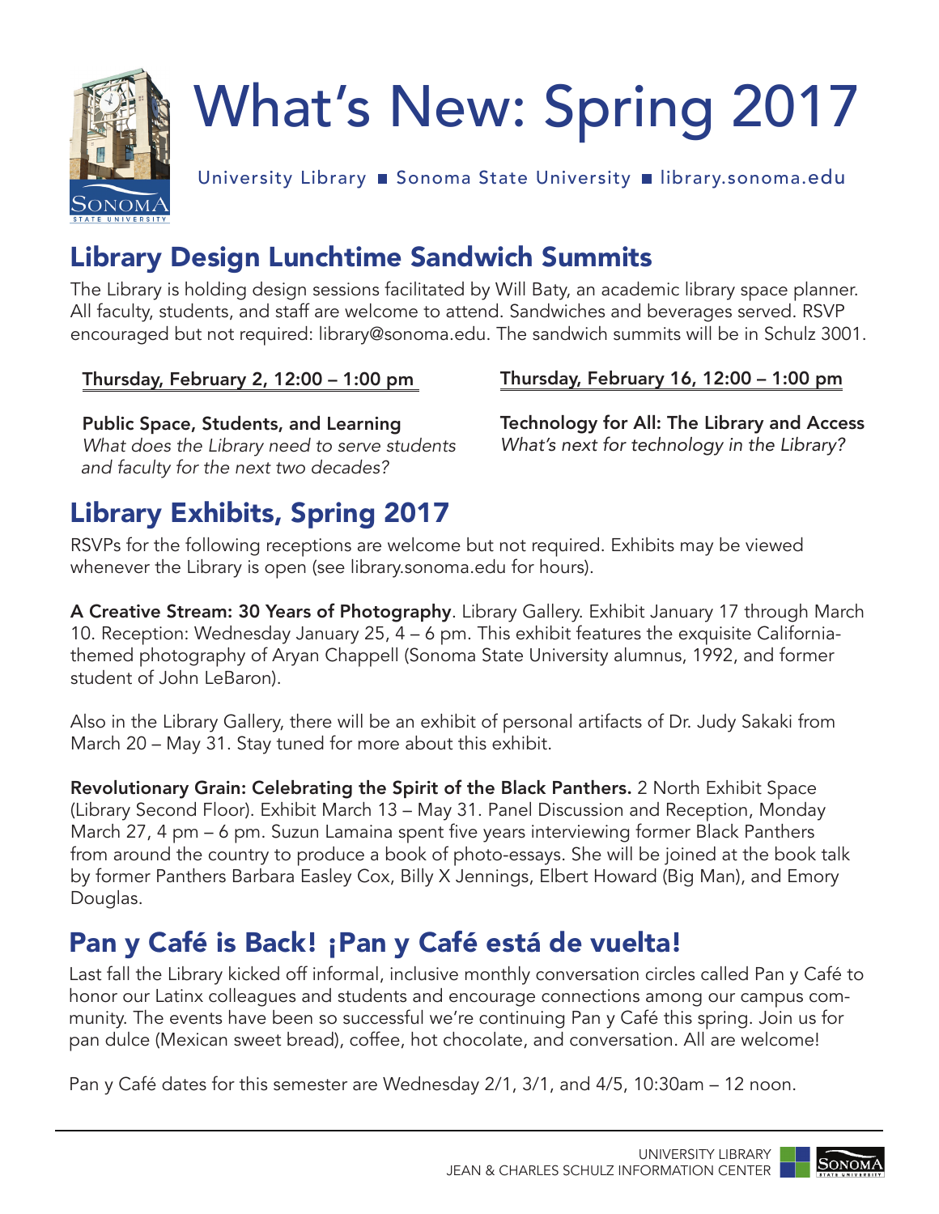# What's New: Spring 2017

University Library ■ Sonoma State University ■ library.sonoma.edu

## Library Design Lunchtime Sandwich Summits

The Library is holding design sessions facilitated by Will Baty, an academic library space planner. All faculty, students, and staff are welcome to attend. Sandwiches and beverages served. RSVP encouraged but not required: library@sonoma.edu. The sandwich summits will be in Schulz 3001.

**Thursday, February 2, 12:00 – 1:00 pm**

**Public Space, Students, and Learning**
*What does the Library need to serve students and faculty for the next two decades?*

**Thursday, February 16, 12:00 – 1:00 pm**

**Technology for All: The Library and Access**
*What's next for technology in the Library?*

## Library Exhibits, Spring 2017

RSVPs for the following receptions are welcome but not required. Exhibits may be viewed whenever the Library is open (see library.sonoma.edu for hours).

**A Creative Stream: 30 Years of Photography**. Library Gallery. Exhibit January 17 through March 10. Reception: Wednesday January 25, 4 – 6 pm. This exhibit features the exquisite California-themed photography of Aryan Chappell (Sonoma State University alumnus, 1992, and former student of John LeBaron).

Also in the Library Gallery, there will be an exhibit of personal artifacts of Dr. Judy Sakaki from March 20 – May 31. Stay tuned for more about this exhibit.

**Revolutionary Grain: Celebrating the Spirit of the Black Panthers.** 2 North Exhibit Space (Library Second Floor). Exhibit March 13 – May 31. Panel Discussion and Reception, Monday March 27, 4 pm – 6 pm. Suzun Lamaina spent five years interviewing former Black Panthers from around the country to produce a book of photo-essays. She will be joined at the book talk by former Panthers Barbara Easley Cox, Billy X Jennings, Elbert Howard (Big Man), and Emory Douglas.

## Pan y Café is Back! ¡Pan y Café está de vuelta!

Last fall the Library kicked off informal, inclusive monthly conversation circles called Pan y Café to honor our Latinx colleagues and students and encourage connections among our campus community. The events have been so successful we're continuing Pan y Café this spring. Join us for pan dulce (Mexican sweet bread), coffee, hot chocolate, and conversation. All are welcome!

Pan y Café dates for this semester are Wednesday 2/1, 3/1, and 4/5, 10:30am – 12 noon.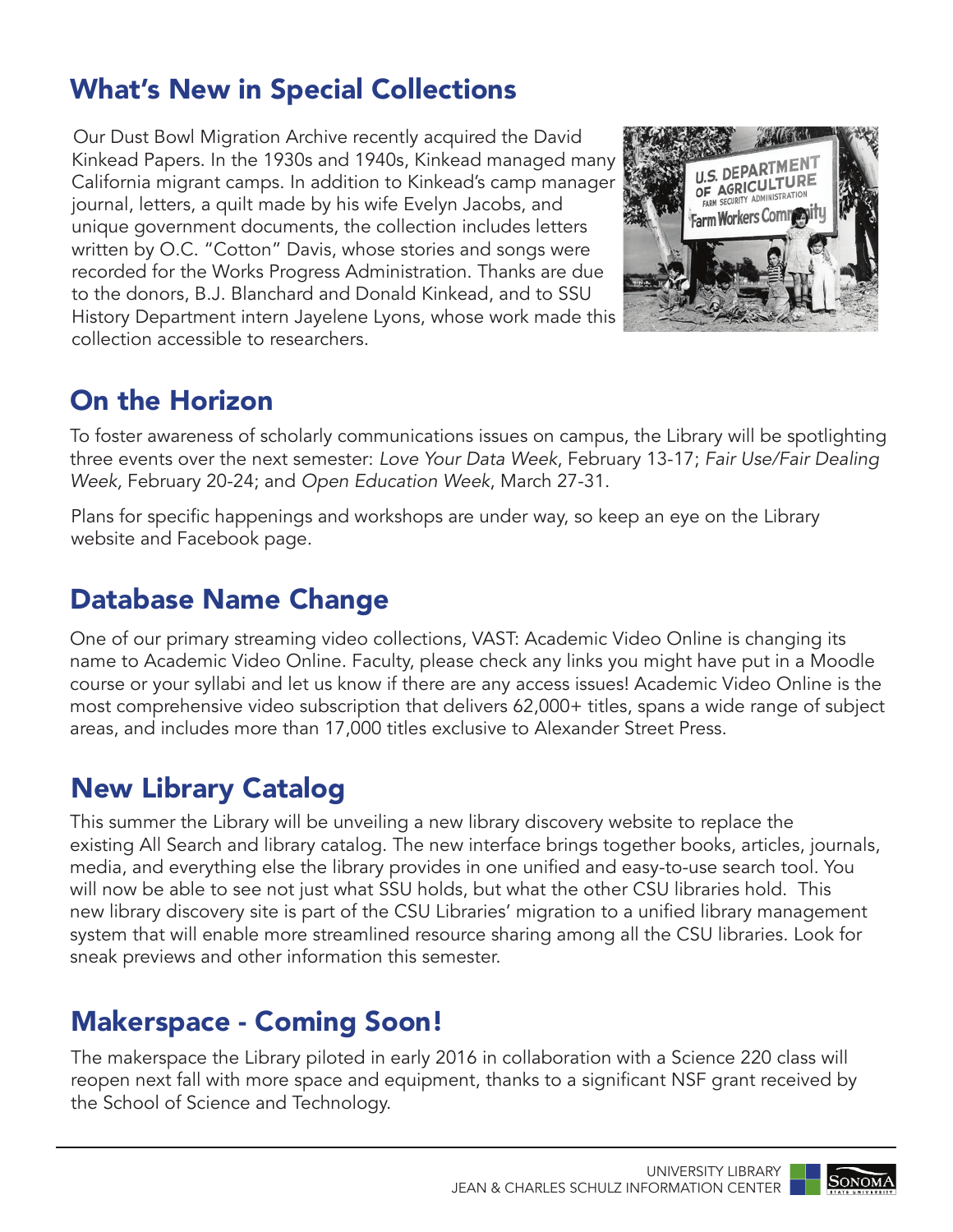## What's New in Special Collections

Our Dust Bowl Migration Archive recently acquired the David Kinkead Papers. In the 1930s and 1940s, Kinkead managed many California migrant camps. In addition to Kinkead's camp manager journal, letters, a quilt made by his wife Evelyn Jacobs, and unique government documents, the collection includes letters written by O.C. "Cotton" Davis, whose stories and songs were recorded for the Works Progress Administration. Thanks are due to the donors, B.J. Blanchard and Donald Kinkead, and to SSU History Department intern Jayelene Lyons, whose work made this collection accessible to researchers.

## On the Horizon

To foster awareness of scholarly communications issues on campus, the Library will be spotlighting three events over the next semester: *Love Your Data Week*, February 13-17; *Fair Use/Fair Dealing Week,* February 20-24; and *Open Education Week*, March 27-31.

Plans for specific happenings and workshops are under way, so keep an eye on the Library website and Facebook page.

## Database Name Change

One of our primary streaming video collections, VAST: Academic Video Online is changing its name to Academic Video Online. Faculty, please check any links you might have put in a Moodle course or your syllabi and let us know if there are any access issues! Academic Video Online is the most comprehensive video subscription that delivers 62,000+ titles, spans a wide range of subject areas, and includes more than 17,000 titles exclusive to Alexander Street Press.

## New Library Catalog

This summer the Library will be unveiling a new library discovery website to replace the existing All Search and library catalog. The new interface brings together books, articles, journals, media, and everything else the library provides in one unified and easy-to-use search tool. You will now be able to see not just what SSU holds, but what the other CSU libraries hold. This new library discovery site is part of the CSU Libraries' migration to a unified library management system that will enable more streamlined resource sharing among all the CSU libraries. Look for sneak previews and other information this semester.

## Makerspace - Coming Soon!

The makerspace the Library piloted in early 2016 in collaboration with a Science 220 class will reopen next fall with more space and equipment, thanks to a significant NSF grant received by the School of Science and Technology.